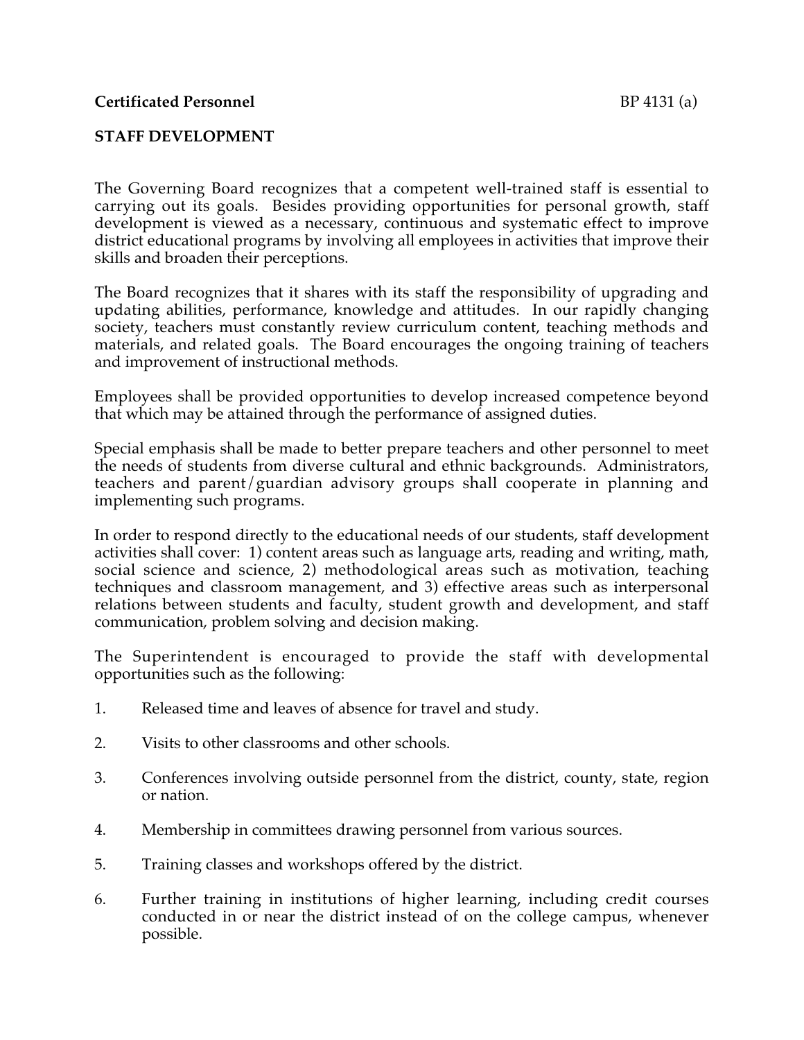**Certificated Personnel** BP 4131 (a)

**STAFF DEVELOPMENT**

The Governing Board recognizes that a competent well-trained staff is essential to carrying out its goals. Besides providing opportunities for personal growth, staff development is viewed as a necessary, continuous and systematic effect to improve district educational programs by involving all employees in activities that improve their skills and broaden their perceptions.

The Board recognizes that it shares with its staff the responsibility of upgrading and updating abilities, performance, knowledge and attitudes. In our rapidly changing society, teachers must constantly review curriculum content, teaching methods and materials, and related goals. The Board encourages the ongoing training of teachers and improvement of instructional methods.

Employees shall be provided opportunities to develop increased competence beyond that which may be attained through the performance of assigned duties.

Special emphasis shall be made to better prepare teachers and other personnel to meet the needs of students from diverse cultural and ethnic backgrounds. Administrators, teachers and parent/guardian advisory groups shall cooperate in planning and implementing such programs.

In order to respond directly to the educational needs of our students, staff development activities shall cover: 1) content areas such as language arts, reading and writing, math, social science and science, 2) methodological areas such as motivation, teaching techniques and classroom management, and 3) effective areas such as interpersonal relations between students and faculty, student growth and development, and staff communication, problem solving and decision making.

The Superintendent is encouraged to provide the staff with developmental opportunities such as the following:

1. Released time and leaves of absence for travel and study.

2. Visits to other classrooms and other schools.

3. Conferences involving outside personnel from the district, county, state, region or nation.

4. Membership in committees drawing personnel from various sources.

5. Training classes and workshops offered by the district.

6. Further training in institutions of higher learning, including credit courses conducted in or near the district instead of on the college campus, whenever possible.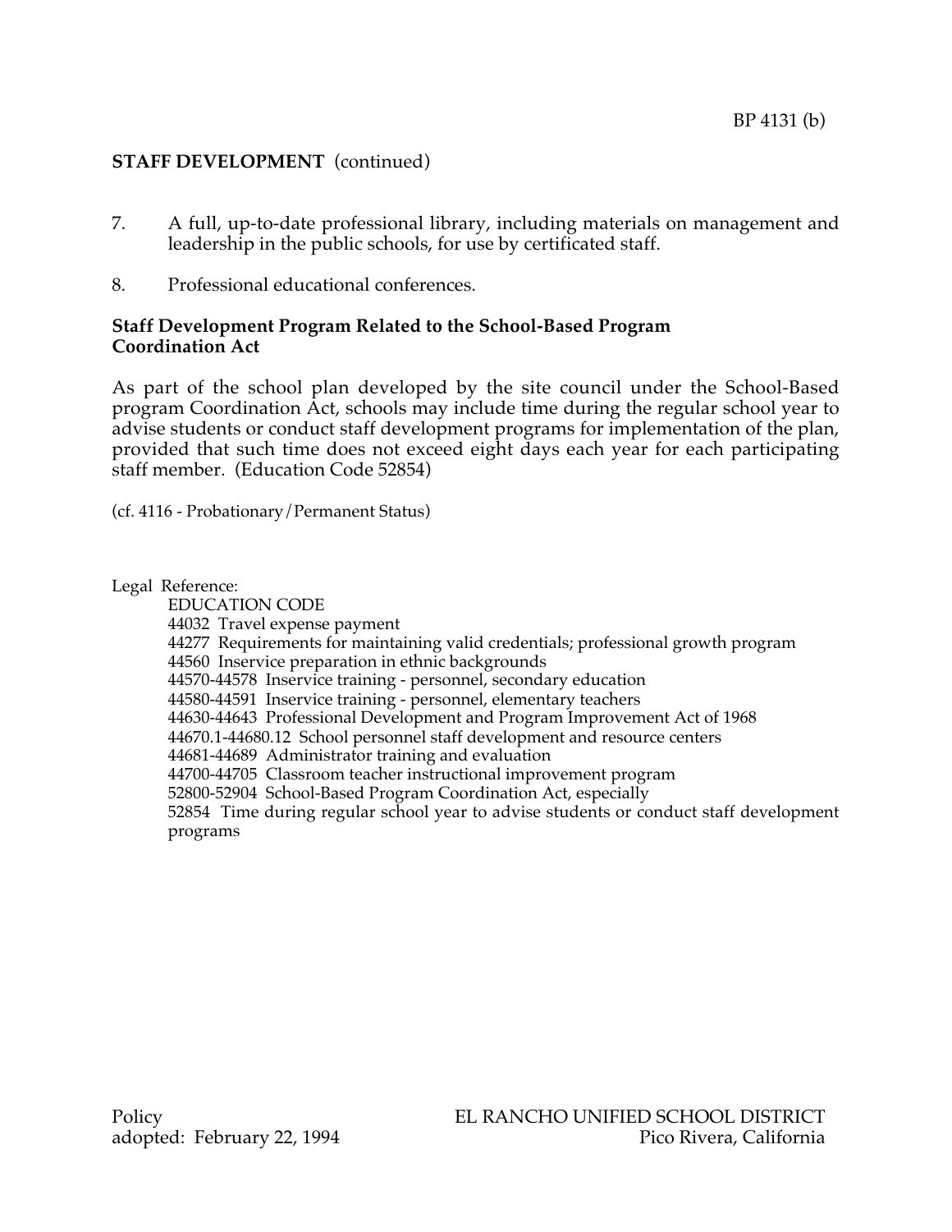**STAFF DEVELOPMENT** (continued)

7. A full, up-to-date professional library, including materials on management and leadership in the public schools, for use by certificated staff.

8. Professional educational conferences.

**Staff Development Program Related to the School-Based Program Coordination Act**

As part of the school plan developed by the site council under the School-Based program Coordination Act, schools may include time during the regular school year to advise students or conduct staff development programs for implementation of the plan, provided that such time does not exceed eight days each year for each participating staff member. (Education Code 52854)

(cf. 4116 - Probationary/Permanent Status)

Legal Reference:

EDUCATION CODE
44032 Travel expense payment
44277 Requirements for maintaining valid credentials; professional growth program
44560 Inservice preparation in ethnic backgrounds
44570-44578 Inservice training - personnel, secondary education
44580-44591 Inservice training - personnel, elementary teachers
44630-44643 Professional Development and Program Improvement Act of 1968
44670.1-44680.12 School personnel staff development and resource centers
44681-44689 Administrator training and evaluation
44700-44705 Classroom teacher instructional improvement program
52800-52904 School-Based Program Coordination Act, especially
52854 Time during regular school year to advise students or conduct staff development programs

Policy
adopted: February 22, 1994

EL RANCHO UNIFIED SCHOOL DISTRICT
Pico Rivera, California